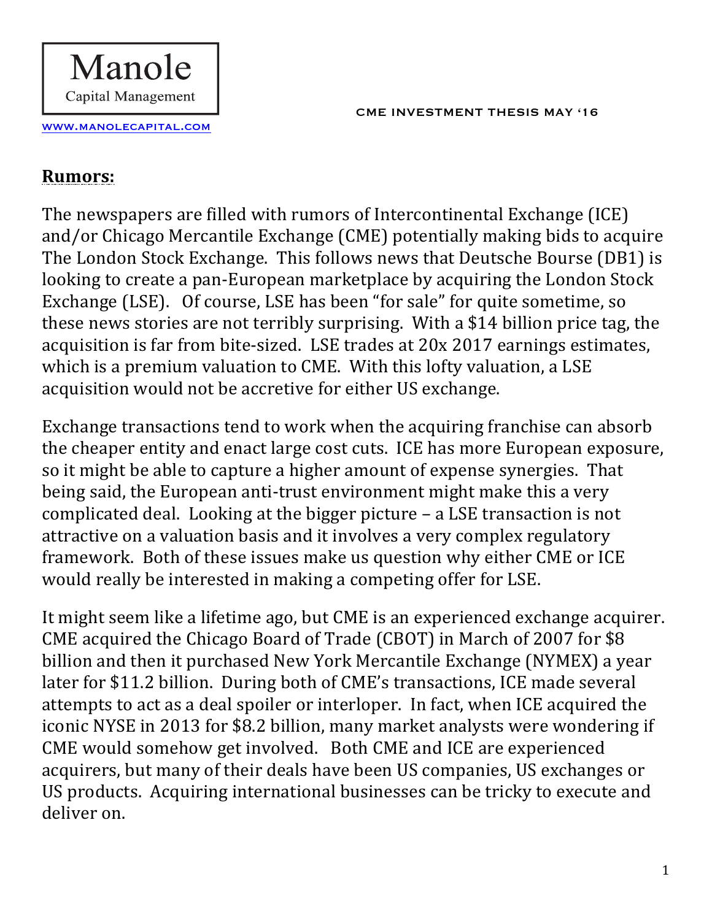Manole
Capital Management

[www.manolecapital.com](http://www.manolecapital.com)

CME INVESTMENT THESIS MAY '16

## Rumors:

The newspapers are filled with rumors of Intercontinental Exchange (ICE) and/or Chicago Mercantile Exchange (CME) potentially making bids to acquire The London Stock Exchange. This follows news that Deutsche Bourse (DB1) is looking to create a pan-European marketplace by acquiring the London Stock Exchange (LSE). Of course, LSE has been "for sale" for quite sometime, so these news stories are not terribly surprising. With a $14 billion price tag, the acquisition is far from bite-sized. LSE trades at 20x 2017 earnings estimates, which is a premium valuation to CME. With this lofty valuation, a LSE acquisition would not be accretive for either US exchange.

Exchange transactions tend to work when the acquiring franchise can absorb the cheaper entity and enact large cost cuts. ICE has more European exposure, so it might be able to capture a higher amount of expense synergies. That being said, the European anti-trust environment might make this a very complicated deal. Looking at the bigger picture – a LSE transaction is not attractive on a valuation basis and it involves a very complex regulatory framework. Both of these issues make us question why either CME or ICE would really be interested in making a competing offer for LSE.

It might seem like a lifetime ago, but CME is an experienced exchange acquirer. CME acquired the Chicago Board of Trade (CBOT) in March of 2007 for $8 billion and then it purchased New York Mercantile Exchange (NYMEX) a year later for $11.2 billion. During both of CME's transactions, ICE made several attempts to act as a deal spoiler or interloper. In fact, when ICE acquired the iconic NYSE in 2013 for $8.2 billion, many market analysts were wondering if CME would somehow get involved. Both CME and ICE are experienced acquirers, but many of their deals have been US companies, US exchanges or US products. Acquiring international businesses can be tricky to execute and deliver on.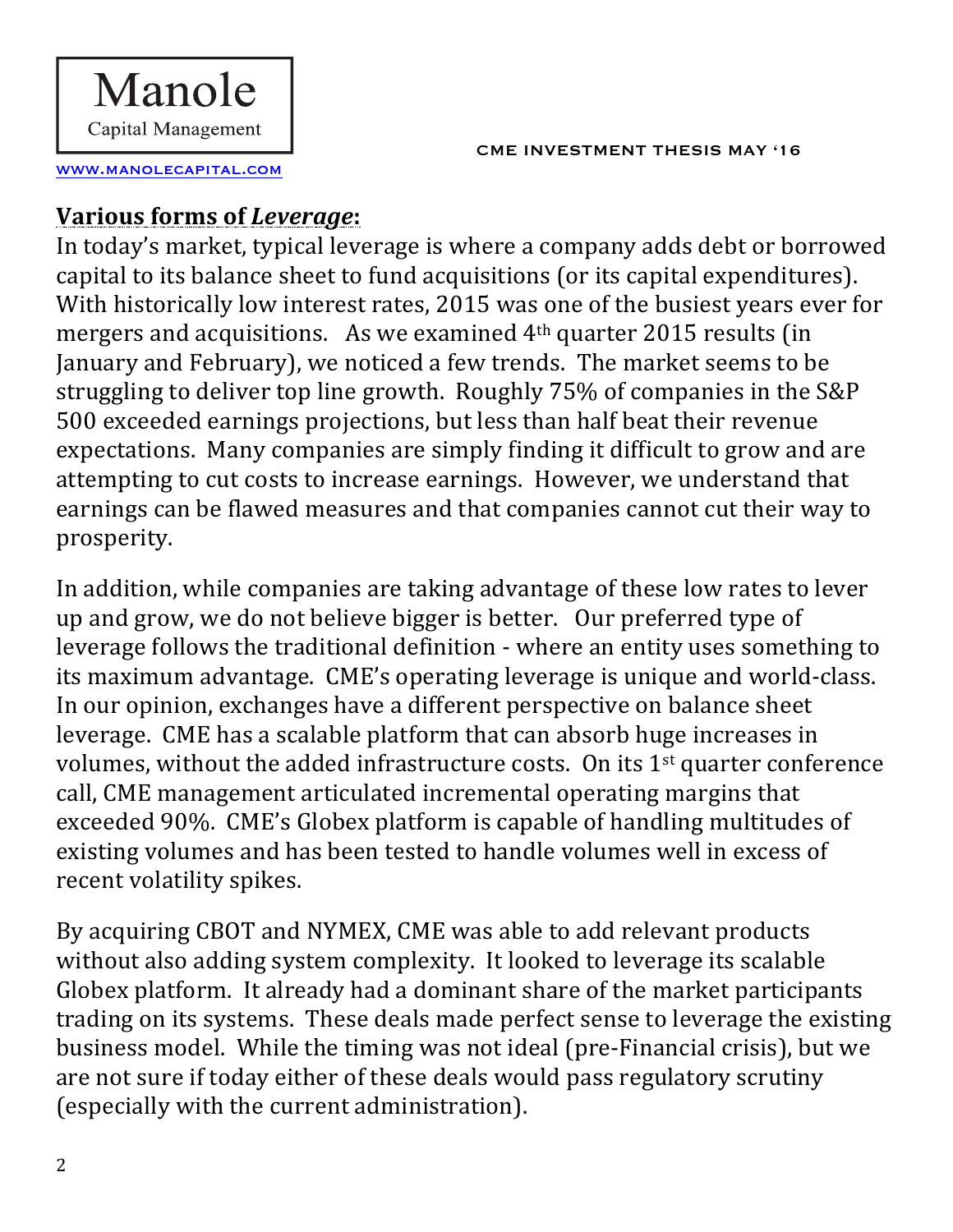## Various forms of *Leverage*:

In today's market, typical leverage is where a company adds debt or borrowed capital to its balance sheet to fund acquisitions (or its capital expenditures). With historically low interest rates, 2015 was one of the busiest years ever for mergers and acquisitions. As we examined 4th quarter 2015 results (in January and February), we noticed a few trends. The market seems to be struggling to deliver top line growth. Roughly 75% of companies in the S&P 500 exceeded earnings projections, but less than half beat their revenue expectations. Many companies are simply finding it difficult to grow and are attempting to cut costs to increase earnings. However, we understand that earnings can be flawed measures and that companies cannot cut their way to prosperity.

In addition, while companies are taking advantage of these low rates to lever up and grow, we do not believe bigger is better. Our preferred type of leverage follows the traditional definition - where an entity uses something to its maximum advantage. CME's operating leverage is unique and world-class. In our opinion, exchanges have a different perspective on balance sheet leverage. CME has a scalable platform that can absorb huge increases in volumes, without the added infrastructure costs. On its 1st quarter conference call, CME management articulated incremental operating margins that exceeded 90%. CME's Globex platform is capable of handling multitudes of existing volumes and has been tested to handle volumes well in excess of recent volatility spikes.

By acquiring CBOT and NYMEX, CME was able to add relevant products without also adding system complexity. It looked to leverage its scalable Globex platform. It already had a dominant share of the market participants trading on its systems. These deals made perfect sense to leverage the existing business model. While the timing was not ideal (pre-Financial crisis), but we are not sure if today either of these deals would pass regulatory scrutiny (especially with the current administration).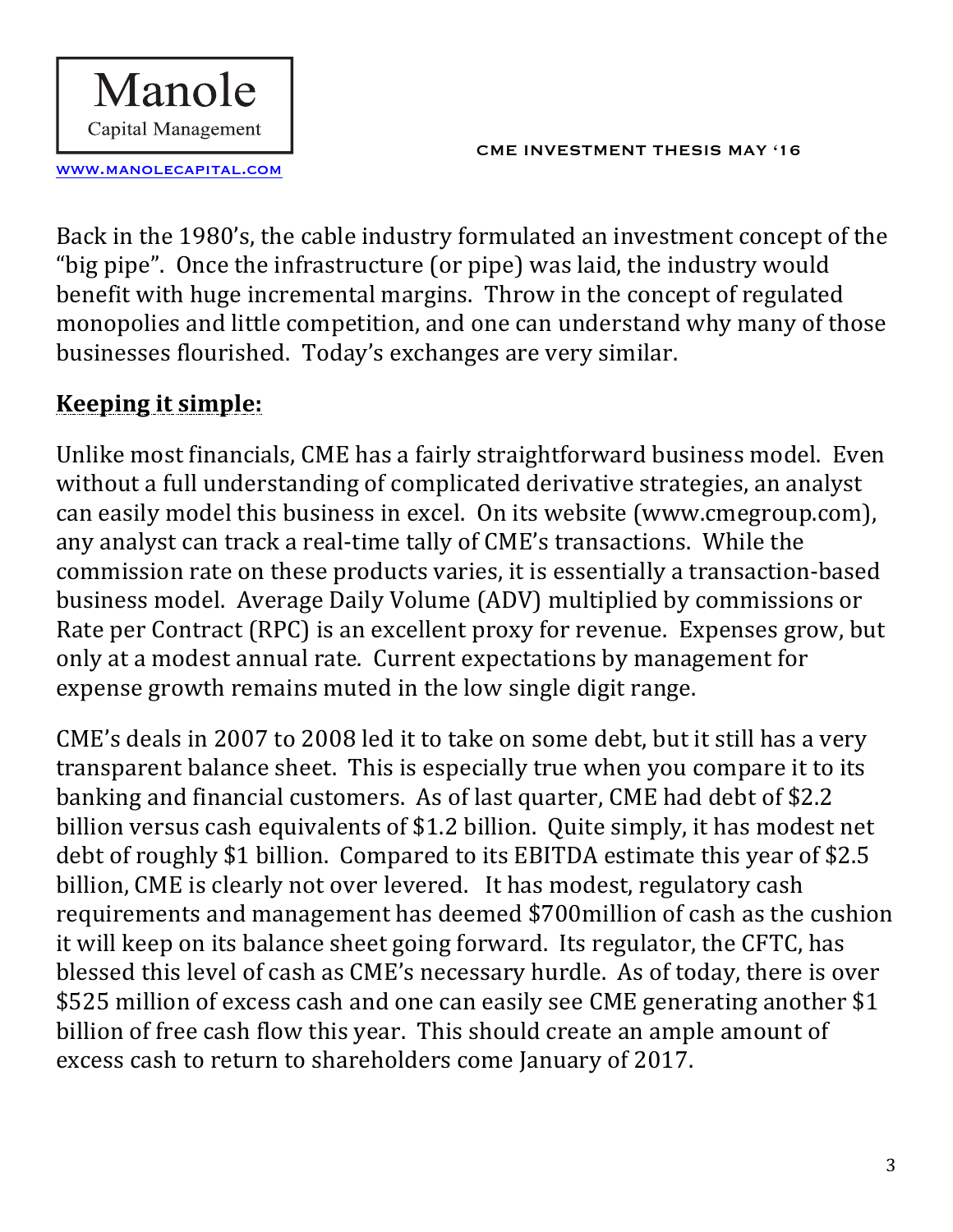Back in the 1980's, the cable industry formulated an investment concept of the "big pipe". Once the infrastructure (or pipe) was laid, the industry would benefit with huge incremental margins. Throw in the concept of regulated monopolies and little competition, and one can understand why many of those businesses flourished. Today's exchanges are very similar.

## Keeping it simple:

Unlike most financials, CME has a fairly straightforward business model. Even without a full understanding of complicated derivative strategies, an analyst can easily model this business in excel. On its website (www.cmegroup.com), any analyst can track a real-time tally of CME's transactions. While the commission rate on these products varies, it is essentially a transaction-based business model. Average Daily Volume (ADV) multiplied by commissions or Rate per Contract (RPC) is an excellent proxy for revenue. Expenses grow, but only at a modest annual rate. Current expectations by management for expense growth remains muted in the low single digit range.

CME's deals in 2007 to 2008 led it to take on some debt, but it still has a very transparent balance sheet. This is especially true when you compare it to its banking and financial customers. As of last quarter, CME had debt of $2.2 billion versus cash equivalents of $1.2 billion. Quite simply, it has modest net debt of roughly $1 billion. Compared to its EBITDA estimate this year of $2.5 billion, CME is clearly not over levered. It has modest, regulatory cash requirements and management has deemed $700million of cash as the cushion it will keep on its balance sheet going forward. Its regulator, the CFTC, has blessed this level of cash as CME's necessary hurdle. As of today, there is over $525 million of excess cash and one can easily see CME generating another $1 billion of free cash flow this year. This should create an ample amount of excess cash to return to shareholders come January of 2017.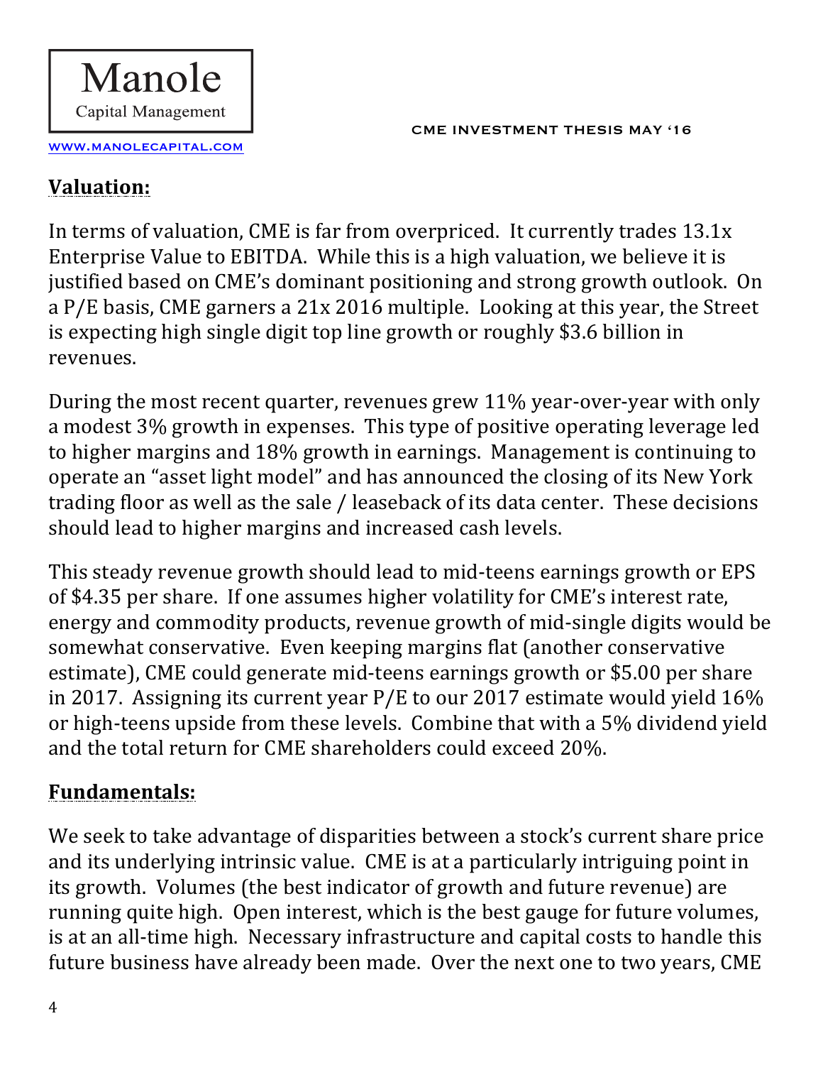## Valuation:

In terms of valuation, CME is far from overpriced. It currently trades 13.1x Enterprise Value to EBITDA. While this is a high valuation, we believe it is justified based on CME's dominant positioning and strong growth outlook. On a P/E basis, CME garners a 21x 2016 multiple. Looking at this year, the Street is expecting high single digit top line growth or roughly $3.6 billion in revenues.

During the most recent quarter, revenues grew 11% year-over-year with only a modest 3% growth in expenses. This type of positive operating leverage led to higher margins and 18% growth in earnings. Management is continuing to operate an "asset light model" and has announced the closing of its New York trading floor as well as the sale / leaseback of its data center. These decisions should lead to higher margins and increased cash levels.

This steady revenue growth should lead to mid-teens earnings growth or EPS of $4.35 per share. If one assumes higher volatility for CME's interest rate, energy and commodity products, revenue growth of mid-single digits would be somewhat conservative. Even keeping margins flat (another conservative estimate), CME could generate mid-teens earnings growth or $5.00 per share in 2017. Assigning its current year P/E to our 2017 estimate would yield 16% or high-teens upside from these levels. Combine that with a 5% dividend yield and the total return for CME shareholders could exceed 20%.

## Fundamentals:

We seek to take advantage of disparities between a stock's current share price and its underlying intrinsic value. CME is at a particularly intriguing point in its growth. Volumes (the best indicator of growth and future revenue) are running quite high. Open interest, which is the best gauge for future volumes, is at an all-time high. Necessary infrastructure and capital costs to handle this future business have already been made. Over the next one to two years, CME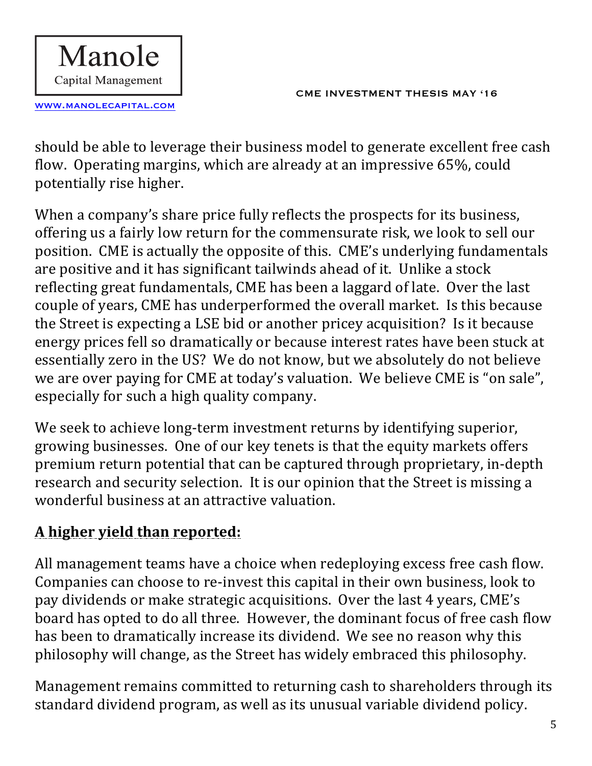should be able to leverage their business model to generate excellent free cash flow. Operating margins, which are already at an impressive 65%, could potentially rise higher.

When a company's share price fully reflects the prospects for its business, offering us a fairly low return for the commensurate risk, we look to sell our position. CME is actually the opposite of this. CME's underlying fundamentals are positive and it has significant tailwinds ahead of it. Unlike a stock reflecting great fundamentals, CME has been a laggard of late. Over the last couple of years, CME has underperformed the overall market. Is this because the Street is expecting a LSE bid or another pricey acquisition? Is it because energy prices fell so dramatically or because interest rates have been stuck at essentially zero in the US? We do not know, but we absolutely do not believe we are over paying for CME at today's valuation. We believe CME is "on sale", especially for such a high quality company.

We seek to achieve long-term investment returns by identifying superior, growing businesses. One of our key tenets is that the equity markets offers premium return potential that can be captured through proprietary, in-depth research and security selection. It is our opinion that the Street is missing a wonderful business at an attractive valuation.

## **A higher yield than reported:**

All management teams have a choice when redeploying excess free cash flow. Companies can choose to re-invest this capital in their own business, look to pay dividends or make strategic acquisitions. Over the last 4 years, CME's board has opted to do all three. However, the dominant focus of free cash flow has been to dramatically increase its dividend. We see no reason why this philosophy will change, as the Street has widely embraced this philosophy.

Management remains committed to returning cash to shareholders through its standard dividend program, as well as its unusual variable dividend policy.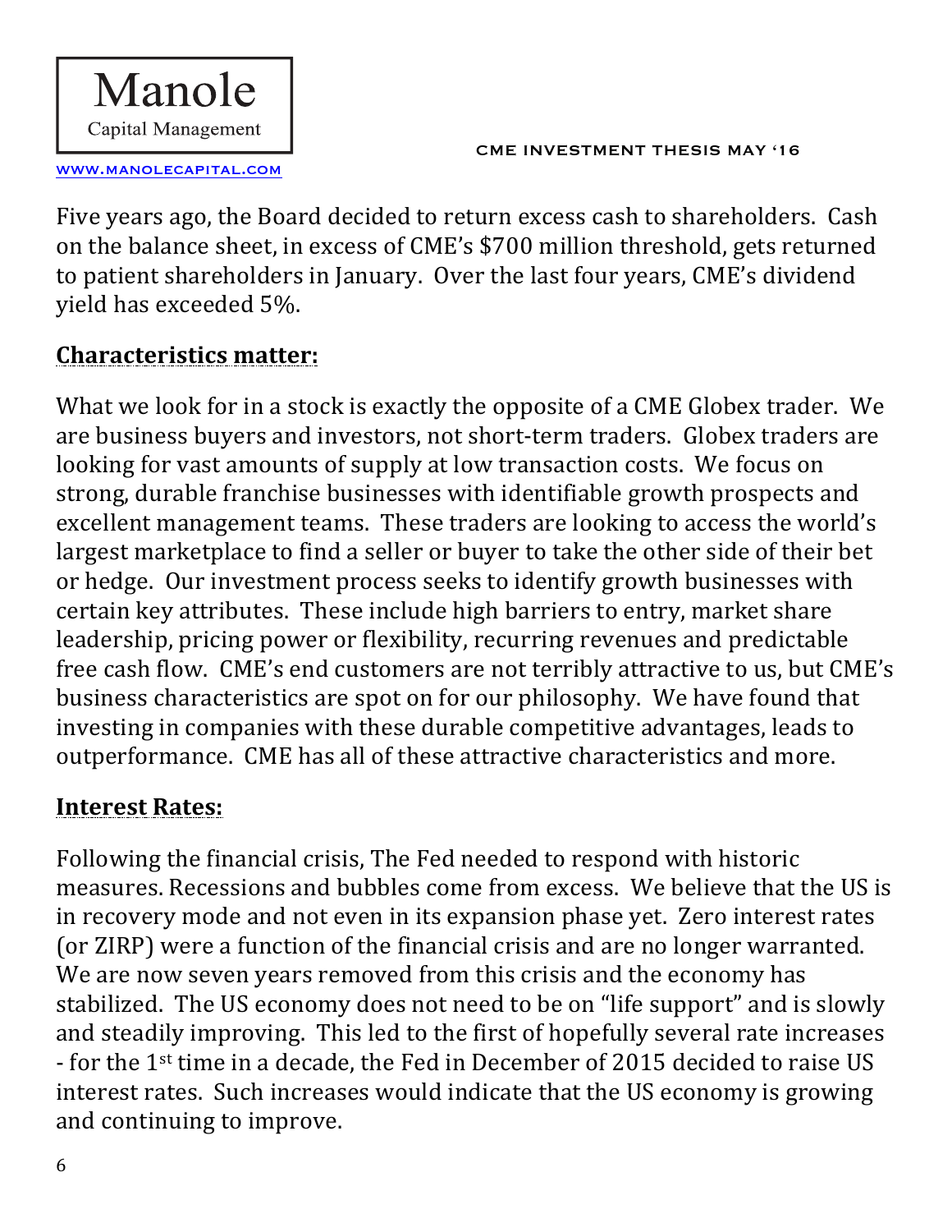Five years ago, the Board decided to return excess cash to shareholders. Cash on the balance sheet, in excess of CME's $700 million threshold, gets returned to patient shareholders in January. Over the last four years, CME's dividend yield has exceeded 5%.

## Characteristics matter:

What we look for in a stock is exactly the opposite of a CME Globex trader. We are business buyers and investors, not short-term traders. Globex traders are looking for vast amounts of supply at low transaction costs. We focus on strong, durable franchise businesses with identifiable growth prospects and excellent management teams. These traders are looking to access the world's largest marketplace to find a seller or buyer to take the other side of their bet or hedge. Our investment process seeks to identify growth businesses with certain key attributes. These include high barriers to entry, market share leadership, pricing power or flexibility, recurring revenues and predictable free cash flow. CME's end customers are not terribly attractive to us, but CME's business characteristics are spot on for our philosophy. We have found that investing in companies with these durable competitive advantages, leads to outperformance. CME has all of these attractive characteristics and more.

## Interest Rates:

Following the financial crisis, The Fed needed to respond with historic measures. Recessions and bubbles come from excess. We believe that the US is in recovery mode and not even in its expansion phase yet. Zero interest rates (or ZIRP) were a function of the financial crisis and are no longer warranted. We are now seven years removed from this crisis and the economy has stabilized. The US economy does not need to be on "life support" and is slowly and steadily improving. This led to the first of hopefully several rate increases - for the 1st time in a decade, the Fed in December of 2015 decided to raise US interest rates. Such increases would indicate that the US economy is growing and continuing to improve.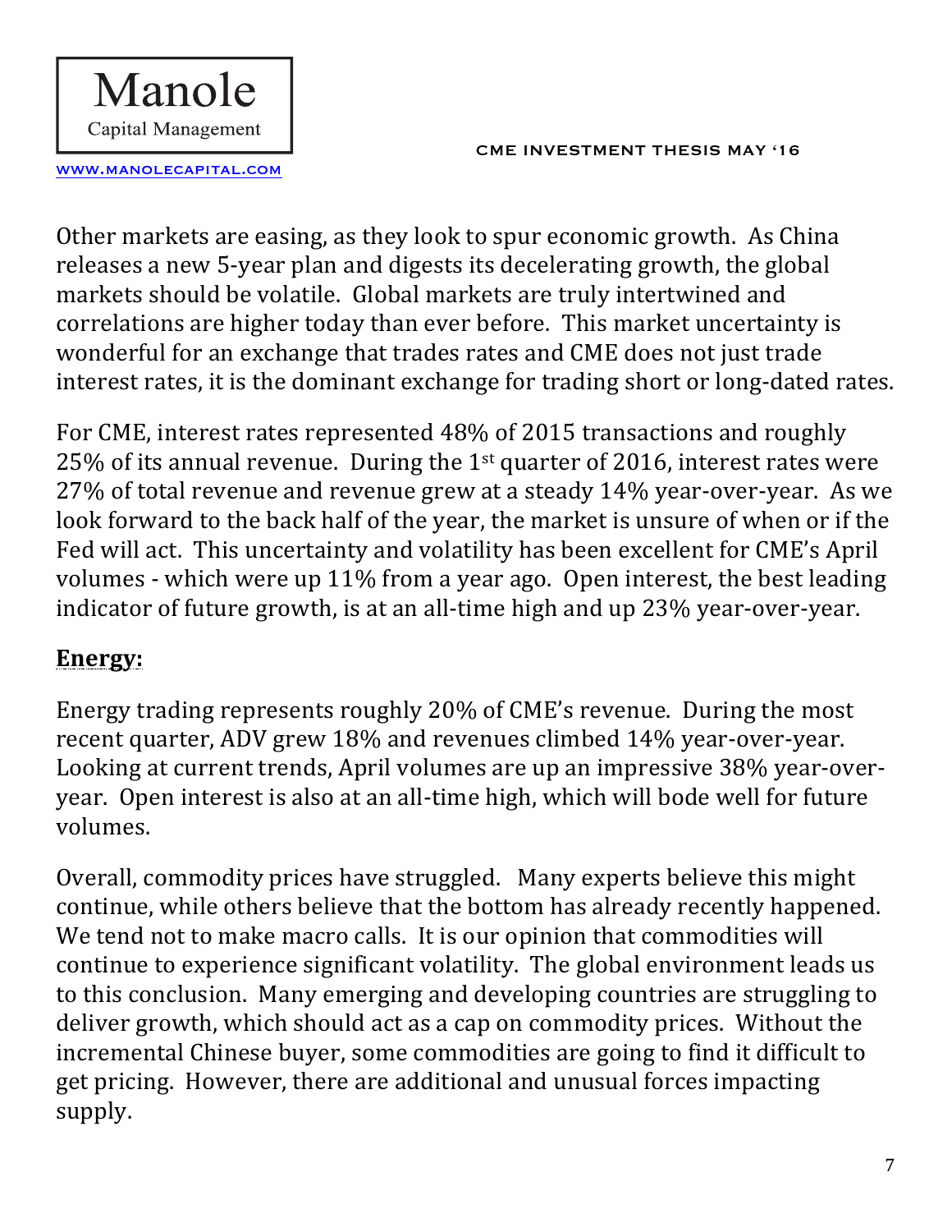Other markets are easing, as they look to spur economic growth. As China releases a new 5-year plan and digests its decelerating growth, the global markets should be volatile. Global markets are truly intertwined and correlations are higher today than ever before. This market uncertainty is wonderful for an exchange that trades rates and CME does not just trade interest rates, it is the dominant exchange for trading short or long-dated rates.

For CME, interest rates represented 48% of 2015 transactions and roughly 25% of its annual revenue. During the 1st quarter of 2016, interest rates were 27% of total revenue and revenue grew at a steady 14% year-over-year. As we look forward to the back half of the year, the market is unsure of when or if the Fed will act. This uncertainty and volatility has been excellent for CME's April volumes - which were up 11% from a year ago. Open interest, the best leading indicator of future growth, is at an all-time high and up 23% year-over-year.

## Energy:

Energy trading represents roughly 20% of CME's revenue. During the most recent quarter, ADV grew 18% and revenues climbed 14% year-over-year. Looking at current trends, April volumes are up an impressive 38% year-over-year. Open interest is also at an all-time high, which will bode well for future volumes.

Overall, commodity prices have struggled. Many experts believe this might continue, while others believe that the bottom has already recently happened. We tend not to make macro calls. It is our opinion that commodities will continue to experience significant volatility. The global environment leads us to this conclusion. Many emerging and developing countries are struggling to deliver growth, which should act as a cap on commodity prices. Without the incremental Chinese buyer, some commodities are going to find it difficult to get pricing. However, there are additional and unusual forces impacting supply.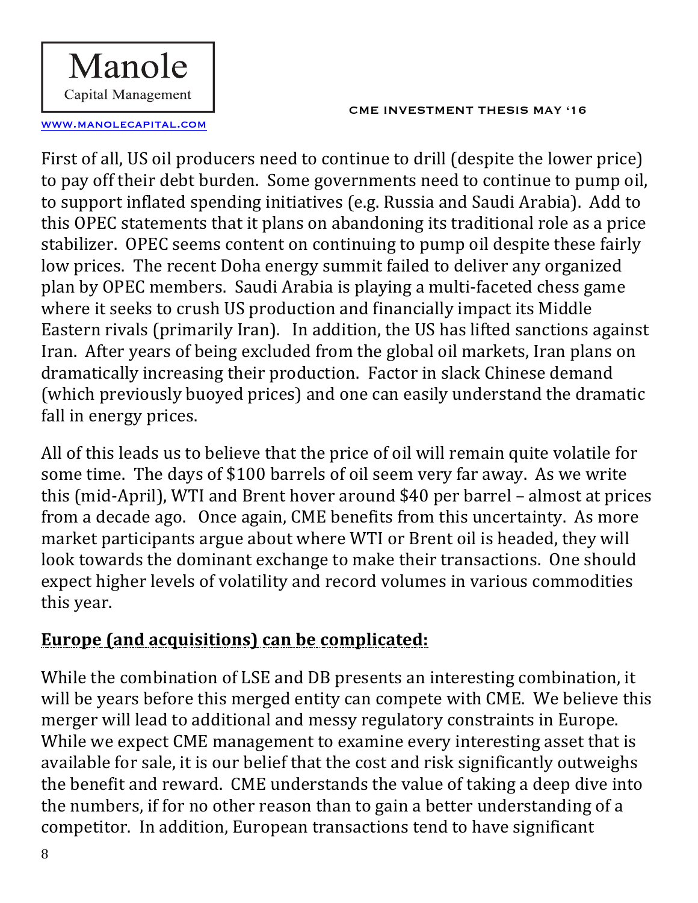First of all, US oil producers need to continue to drill (despite the lower price) to pay off their debt burden. Some governments need to continue to pump oil, to support inflated spending initiatives (e.g. Russia and Saudi Arabia). Add to this OPEC statements that it plans on abandoning its traditional role as a price stabilizer. OPEC seems content on continuing to pump oil despite these fairly low prices. The recent Doha energy summit failed to deliver any organized plan by OPEC members. Saudi Arabia is playing a multi-faceted chess game where it seeks to crush US production and financially impact its Middle Eastern rivals (primarily Iran). In addition, the US has lifted sanctions against Iran. After years of being excluded from the global oil markets, Iran plans on dramatically increasing their production. Factor in slack Chinese demand (which previously buoyed prices) and one can easily understand the dramatic fall in energy prices.

All of this leads us to believe that the price of oil will remain quite volatile for some time. The days of $100 barrels of oil seem very far away. As we write this (mid-April), WTI and Brent hover around $40 per barrel – almost at prices from a decade ago. Once again, CME benefits from this uncertainty. As more market participants argue about where WTI or Brent oil is headed, they will look towards the dominant exchange to make their transactions. One should expect higher levels of volatility and record volumes in various commodities this year.

## Europe (and acquisitions) can be complicated:

While the combination of LSE and DB presents an interesting combination, it will be years before this merged entity can compete with CME. We believe this merger will lead to additional and messy regulatory constraints in Europe. While we expect CME management to examine every interesting asset that is available for sale, it is our belief that the cost and risk significantly outweighs the benefit and reward. CME understands the value of taking a deep dive into the numbers, if for no other reason than to gain a better understanding of a competitor. In addition, European transactions tend to have significant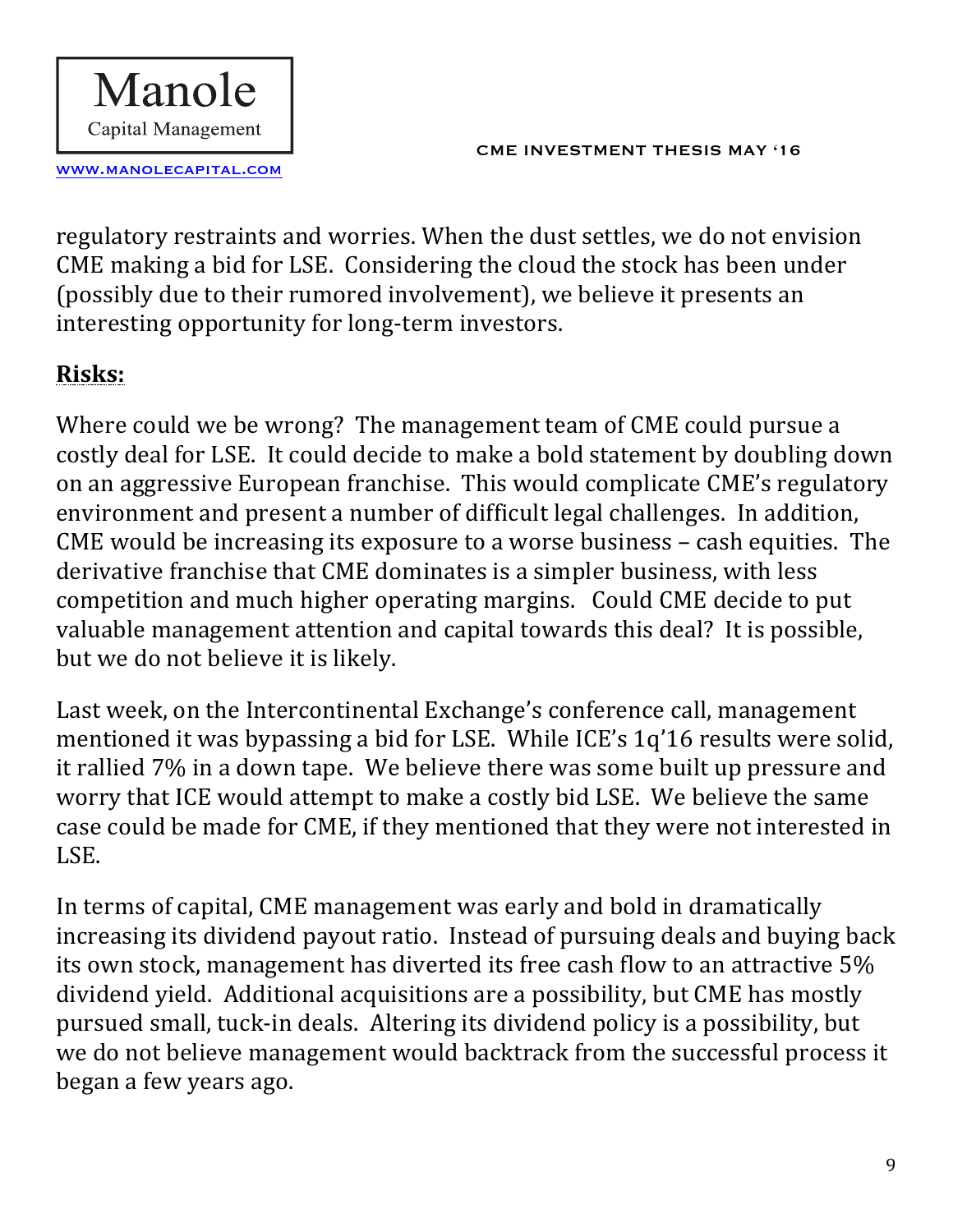regulatory restraints and worries. When the dust settles, we do not envision CME making a bid for LSE. Considering the cloud the stock has been under (possibly due to their rumored involvement), we believe it presents an interesting opportunity for long-term investors.

## Risks:

Where could we be wrong? The management team of CME could pursue a costly deal for LSE. It could decide to make a bold statement by doubling down on an aggressive European franchise. This would complicate CME's regulatory environment and present a number of difficult legal challenges. In addition, CME would be increasing its exposure to a worse business – cash equities. The derivative franchise that CME dominates is a simpler business, with less competition and much higher operating margins. Could CME decide to put valuable management attention and capital towards this deal? It is possible, but we do not believe it is likely.

Last week, on the Intercontinental Exchange's conference call, management mentioned it was bypassing a bid for LSE. While ICE's 1q'16 results were solid, it rallied 7% in a down tape. We believe there was some built up pressure and worry that ICE would attempt to make a costly bid LSE. We believe the same case could be made for CME, if they mentioned that they were not interested in LSE.

In terms of capital, CME management was early and bold in dramatically increasing its dividend payout ratio. Instead of pursuing deals and buying back its own stock, management has diverted its free cash flow to an attractive 5% dividend yield. Additional acquisitions are a possibility, but CME has mostly pursued small, tuck-in deals. Altering its dividend policy is a possibility, but we do not believe management would backtrack from the successful process it began a few years ago.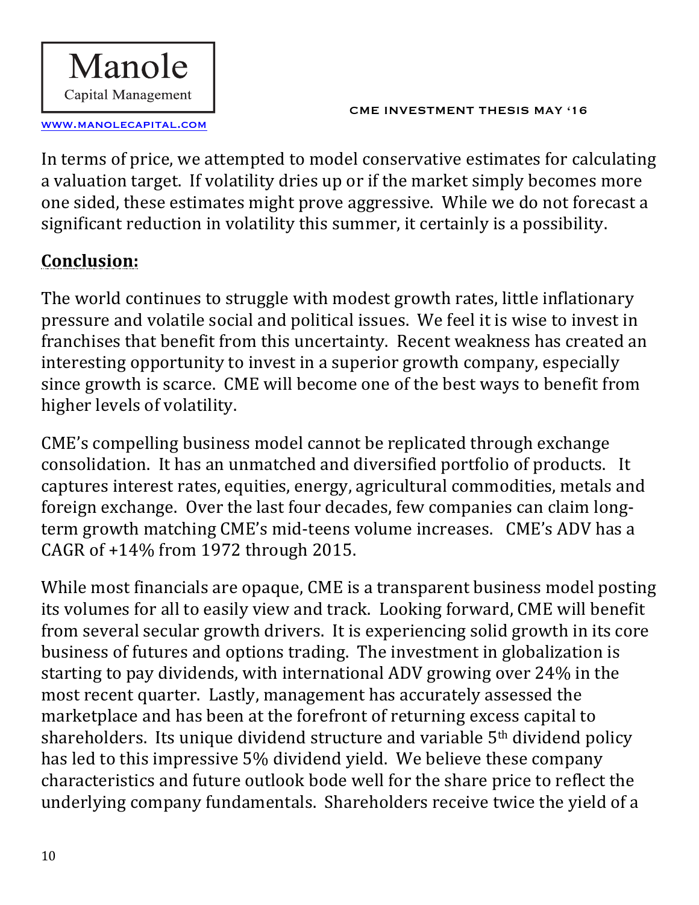In terms of price, we attempted to model conservative estimates for calculating a valuation target. If volatility dries up or if the market simply becomes more one sided, these estimates might prove aggressive. While we do not forecast a significant reduction in volatility this summer, it certainly is a possibility.

## **Conclusion:**

The world continues to struggle with modest growth rates, little inflationary pressure and volatile social and political issues. We feel it is wise to invest in franchises that benefit from this uncertainty. Recent weakness has created an interesting opportunity to invest in a superior growth company, especially since growth is scarce. CME will become one of the best ways to benefit from higher levels of volatility.

CME's compelling business model cannot be replicated through exchange consolidation. It has an unmatched and diversified portfolio of products. It captures interest rates, equities, energy, agricultural commodities, metals and foreign exchange. Over the last four decades, few companies can claim long-term growth matching CME's mid-teens volume increases. CME's ADV has a CAGR of +14% from 1972 through 2015.

While most financials are opaque, CME is a transparent business model posting its volumes for all to easily view and track. Looking forward, CME will benefit from several secular growth drivers. It is experiencing solid growth in its core business of futures and options trading. The investment in globalization is starting to pay dividends, with international ADV growing over 24% in the most recent quarter. Lastly, management has accurately assessed the marketplace and has been at the forefront of returning excess capital to shareholders. Its unique dividend structure and variable 5th dividend policy has led to this impressive 5% dividend yield. We believe these company characteristics and future outlook bode well for the share price to reflect the underlying company fundamentals. Shareholders receive twice the yield of a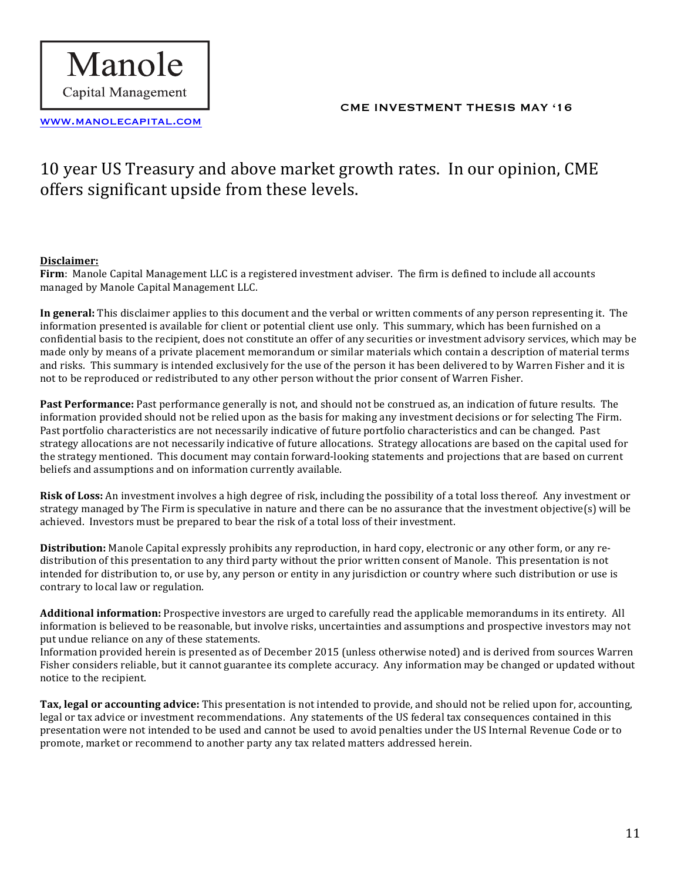10 year US Treasury and above market growth rates. In our opinion, CME offers significant upside from these levels.

**Disclaimer:**

**Firm**: Manole Capital Management LLC is a registered investment adviser. The firm is defined to include all accounts managed by Manole Capital Management LLC.

**In general:** This disclaimer applies to this document and the verbal or written comments of any person representing it. The information presented is available for client or potential client use only. This summary, which has been furnished on a confidential basis to the recipient, does not constitute an offer of any securities or investment advisory services, which may be made only by means of a private placement memorandum or similar materials which contain a description of material terms and risks. This summary is intended exclusively for the use of the person it has been delivered to by Warren Fisher and it is not to be reproduced or redistributed to any other person without the prior consent of Warren Fisher.

**Past Performance:** Past performance generally is not, and should not be construed as, an indication of future results. The information provided should not be relied upon as the basis for making any investment decisions or for selecting The Firm. Past portfolio characteristics are not necessarily indicative of future portfolio characteristics and can be changed. Past strategy allocations are not necessarily indicative of future allocations. Strategy allocations are based on the capital used for the strategy mentioned. This document may contain forward-looking statements and projections that are based on current beliefs and assumptions and on information currently available.

**Risk of Loss:** An investment involves a high degree of risk, including the possibility of a total loss thereof. Any investment or strategy managed by The Firm is speculative in nature and there can be no assurance that the investment objective(s) will be achieved. Investors must be prepared to bear the risk of a total loss of their investment.

**Distribution:** Manole Capital expressly prohibits any reproduction, in hard copy, electronic or any other form, or any re-distribution of this presentation to any third party without the prior written consent of Manole. This presentation is not intended for distribution to, or use by, any person or entity in any jurisdiction or country where such distribution or use is contrary to local law or regulation.

**Additional information:** Prospective investors are urged to carefully read the applicable memorandums in its entirety. All information is believed to be reasonable, but involve risks, uncertainties and assumptions and prospective investors may not put undue reliance on any of these statements.
Information provided herein is presented as of December 2015 (unless otherwise noted) and is derived from sources Warren Fisher considers reliable, but it cannot guarantee its complete accuracy. Any information may be changed or updated without notice to the recipient.

**Tax, legal or accounting advice:** This presentation is not intended to provide, and should not be relied upon for, accounting, legal or tax advice or investment recommendations. Any statements of the US federal tax consequences contained in this presentation were not intended to be used and cannot be used to avoid penalties under the US Internal Revenue Code or to promote, market or recommend to another party any tax related matters addressed herein.